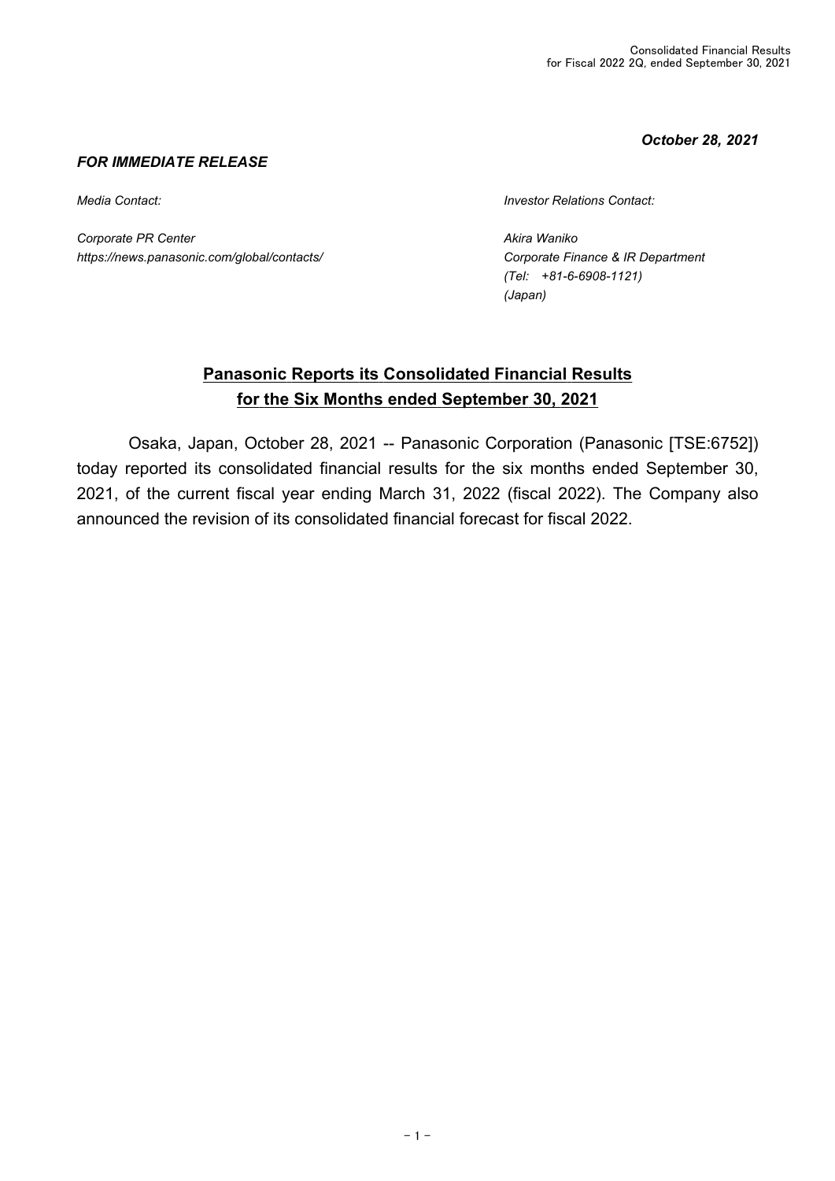***October 28, 2021***

***FOR IMMEDIATE RELEASE***

*Media Contact:*

*Corporate PR Center*
*https://news.panasonic.com/global/contacts/*

*Investor Relations Contact:*

*Akira Waniko*
*Corporate Finance & IR Department*
*(Tel: +81-6-6908-1121)*
*(Japan)*

# Panasonic Reports its Consolidated Financial Results for the Six Months ended September 30, 2021

Osaka, Japan, October 28, 2021 -- Panasonic Corporation (Panasonic [TSE:6752]) today reported its consolidated financial results for the six months ended September 30, 2021, of the current fiscal year ending March 31, 2022 (fiscal 2022). The Company also announced the revision of its consolidated financial forecast for fiscal 2022.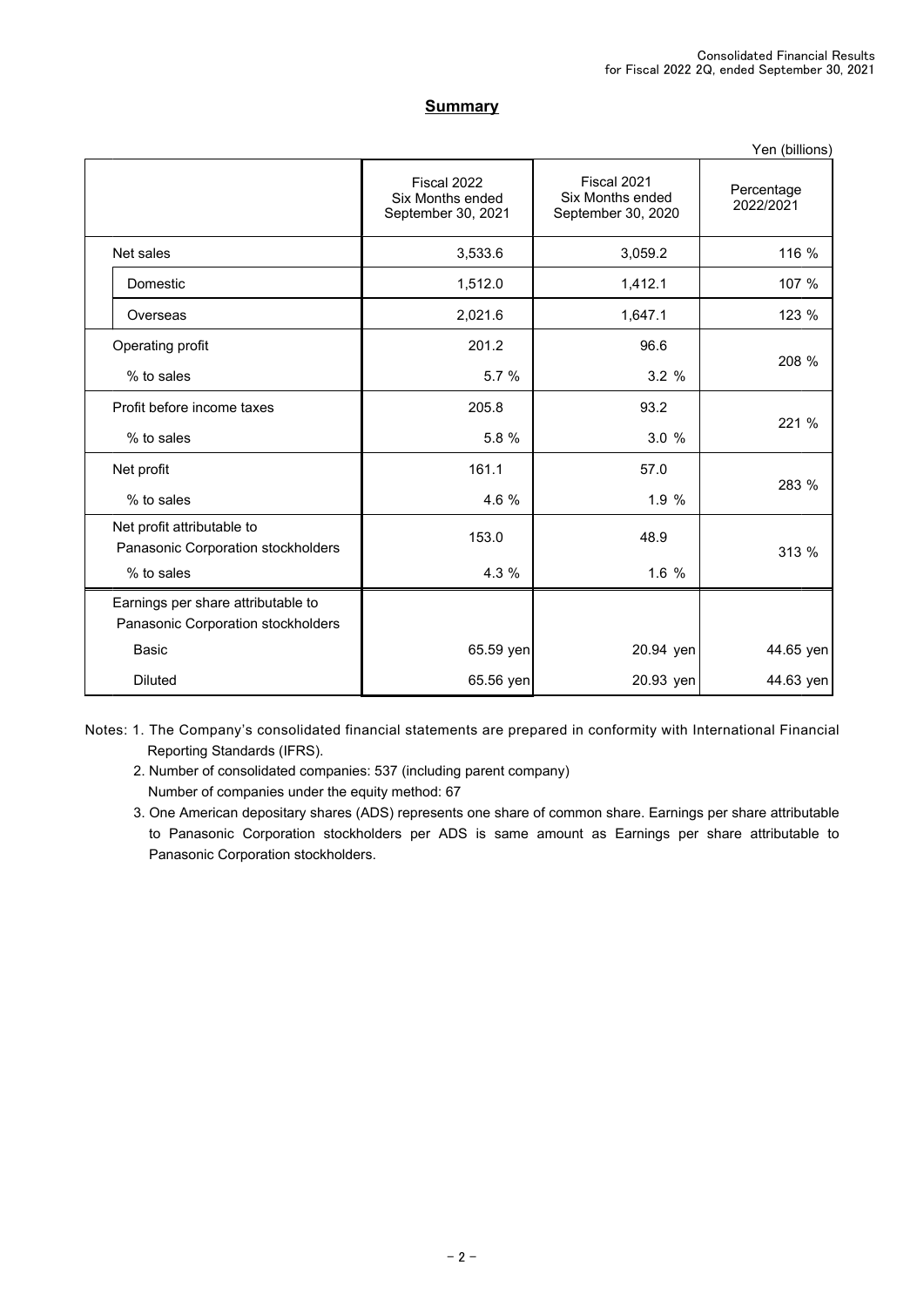## Summary

Yen (billions)

| | Fiscal 2022 Six Months ended September 30, 2021 | Fiscal 2021 Six Months ended September 30, 2020 | Percentage 2022/2021 |
|---|---|---|---|
| Net sales | 3,533.6 | 3,059.2 | 116 % |
| Domestic | 1,512.0 | 1,412.1 | 107 % |
| Overseas | 2,021.6 | 1,647.1 | 123 % |
| Operating profit | 201.2 | 96.6 | 208 % |
| % to sales | 5.7 % | 3.2 % | |
| Profit before income taxes | 205.8 | 93.2 | 221 % |
| % to sales | 5.8 % | 3.0 % | |
| Net profit | 161.1 | 57.0 | 283 % |
| % to sales | 4.6 % | 1.9 % | |
| Net profit attributable to Panasonic Corporation stockholders | 153.0 | 48.9 | 313 % |
| % to sales | 4.3 % | 1.6 % | |
| Earnings per share attributable to Panasonic Corporation stockholders | | | |
| Basic | 65.59 yen | 20.94 yen | 44.65 yen |
| Diluted | 65.56 yen | 20.93 yen | 44.63 yen |

Notes: 1. The Company's consolidated financial statements are prepared in conformity with International Financial Reporting Standards (IFRS).

2. Number of consolidated companies: 537 (including parent company)
   Number of companies under the equity method: 67

3. One American depositary shares (ADS) represents one share of common share. Earnings per share attributable to Panasonic Corporation stockholders per ADS is same amount as Earnings per share attributable to Panasonic Corporation stockholders.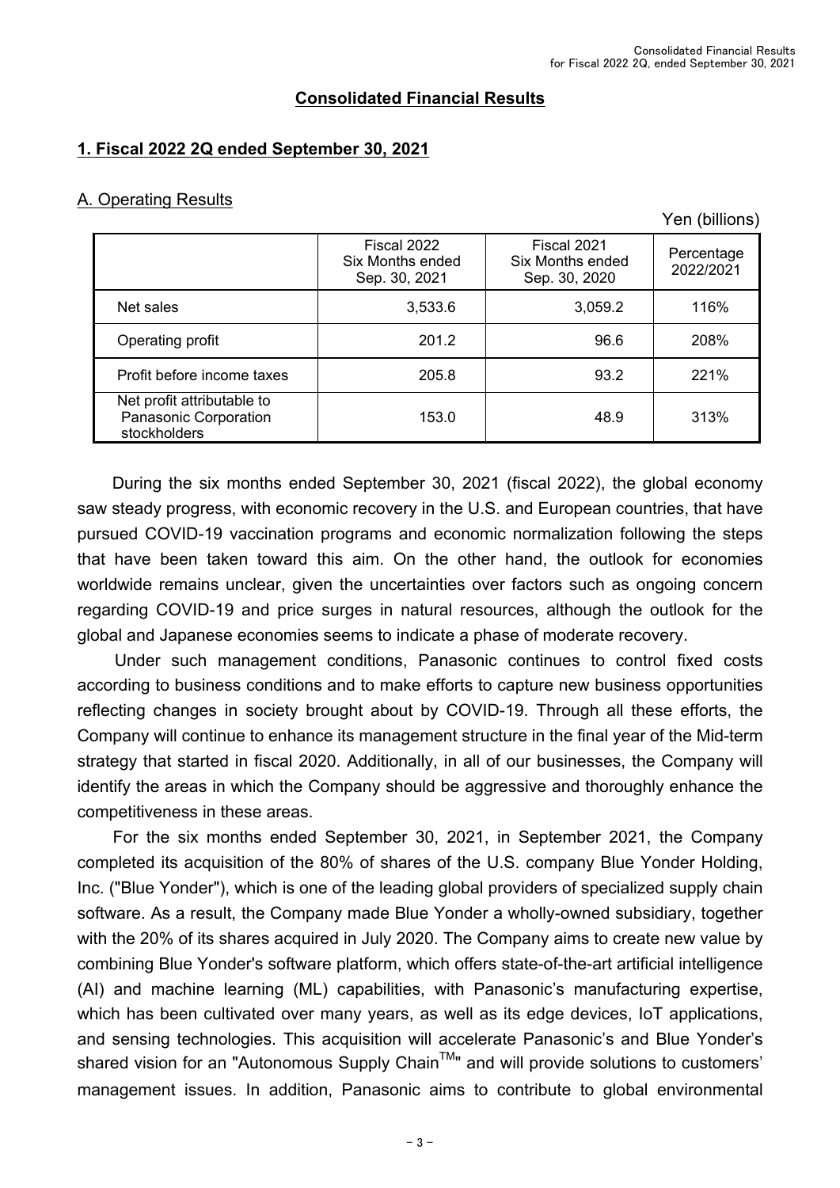# Consolidated Financial Results

## 1. Fiscal 2022 2Q ended September 30, 2021

### A. Operating Results

Yen (billions)

| | Fiscal 2022 Six Months ended Sep. 30, 2021 | Fiscal 2021 Six Months ended Sep. 30, 2020 | Percentage 2022/2021 |
|---|---|---|---|
| Net sales | 3,533.6 | 3,059.2 | 116% |
| Operating profit | 201.2 | 96.6 | 208% |
| Profit before income taxes | 205.8 | 93.2 | 221% |
| Net profit attributable to Panasonic Corporation stockholders | 153.0 | 48.9 | 313% |

During the six months ended September 30, 2021 (fiscal 2022), the global economy saw steady progress, with economic recovery in the U.S. and European countries, that have pursued COVID-19 vaccination programs and economic normalization following the steps that have been taken toward this aim. On the other hand, the outlook for economies worldwide remains unclear, given the uncertainties over factors such as ongoing concern regarding COVID-19 and price surges in natural resources, although the outlook for the global and Japanese economies seems to indicate a phase of moderate recovery.

Under such management conditions, Panasonic continues to control fixed costs according to business conditions and to make efforts to capture new business opportunities reflecting changes in society brought about by COVID-19. Through all these efforts, the Company will continue to enhance its management structure in the final year of the Mid-term strategy that started in fiscal 2020. Additionally, in all of our businesses, the Company will identify the areas in which the Company should be aggressive and thoroughly enhance the competitiveness in these areas.

For the six months ended September 30, 2021, in September 2021, the Company completed its acquisition of the 80% of shares of the U.S. company Blue Yonder Holding, Inc. ("Blue Yonder"), which is one of the leading global providers of specialized supply chain software. As a result, the Company made Blue Yonder a wholly-owned subsidiary, together with the 20% of its shares acquired in July 2020. The Company aims to create new value by combining Blue Yonder's software platform, which offers state-of-the-art artificial intelligence (AI) and machine learning (ML) capabilities, with Panasonic's manufacturing expertise, which has been cultivated over many years, as well as its edge devices, IoT applications, and sensing technologies. This acquisition will accelerate Panasonic's and Blue Yonder's shared vision for an "Autonomous Supply Chain™" and will provide solutions to customers' management issues. In addition, Panasonic aims to contribute to global environmental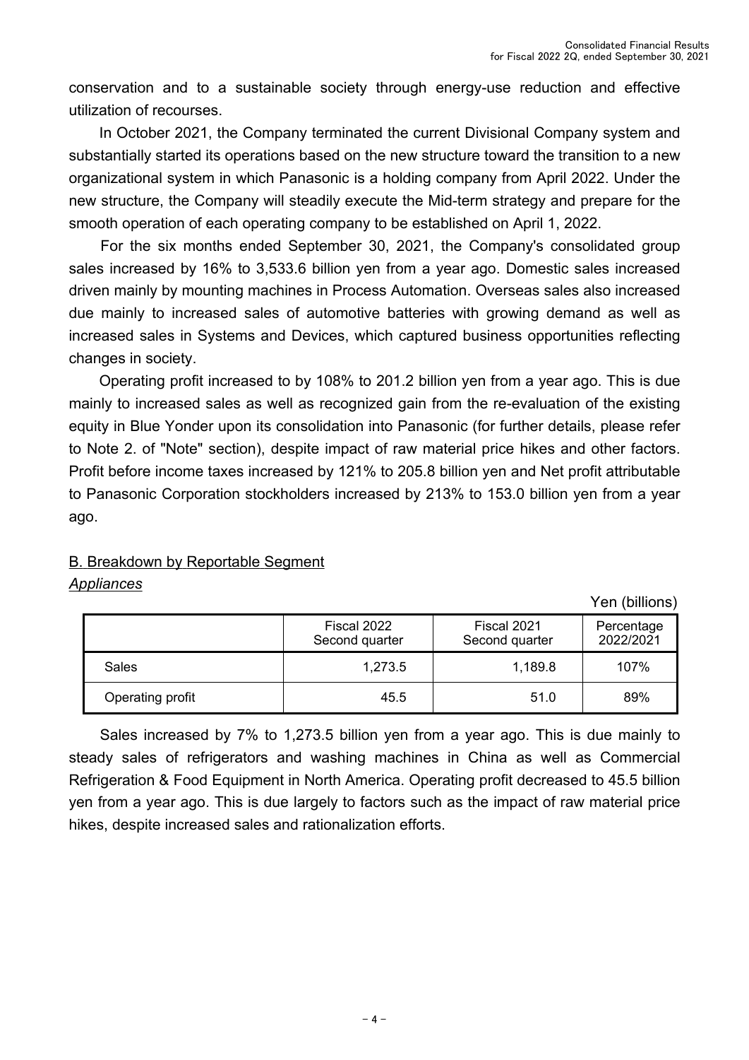conservation and to a sustainable society through energy-use reduction and effective utilization of recourses.

In October 2021, the Company terminated the current Divisional Company system and substantially started its operations based on the new structure toward the transition to a new organizational system in which Panasonic is a holding company from April 2022. Under the new structure, the Company will steadily execute the Mid-term strategy and prepare for the smooth operation of each operating company to be established on April 1, 2022.

For the six months ended September 30, 2021, the Company's consolidated group sales increased by 16% to 3,533.6 billion yen from a year ago. Domestic sales increased driven mainly by mounting machines in Process Automation. Overseas sales also increased due mainly to increased sales of automotive batteries with growing demand as well as increased sales in Systems and Devices, which captured business opportunities reflecting changes in society.

Operating profit increased to by 108% to 201.2 billion yen from a year ago. This is due mainly to increased sales as well as recognized gain from the re-evaluation of the existing equity in Blue Yonder upon its consolidation into Panasonic (for further details, please refer to Note 2. of "Note" section), despite impact of raw material price hikes and other factors. Profit before income taxes increased by 121% to 205.8 billion yen and Net profit attributable to Panasonic Corporation stockholders increased by 213% to 153.0 billion yen from a year ago.

## B. Breakdown by Reportable Segment

### *Appliances*

Yen (billions)

| | Fiscal 2022 Second quarter | Fiscal 2021 Second quarter | Percentage 2022/2021 |
|---|---|---|---|
| Sales | 1,273.5 | 1,189.8 | 107% |
| Operating profit | 45.5 | 51.0 | 89% |

Sales increased by 7% to 1,273.5 billion yen from a year ago. This is due mainly to steady sales of refrigerators and washing machines in China as well as Commercial Refrigeration & Food Equipment in North America. Operating profit decreased to 45.5 billion yen from a year ago. This is due largely to factors such as the impact of raw material price hikes, despite increased sales and rationalization efforts.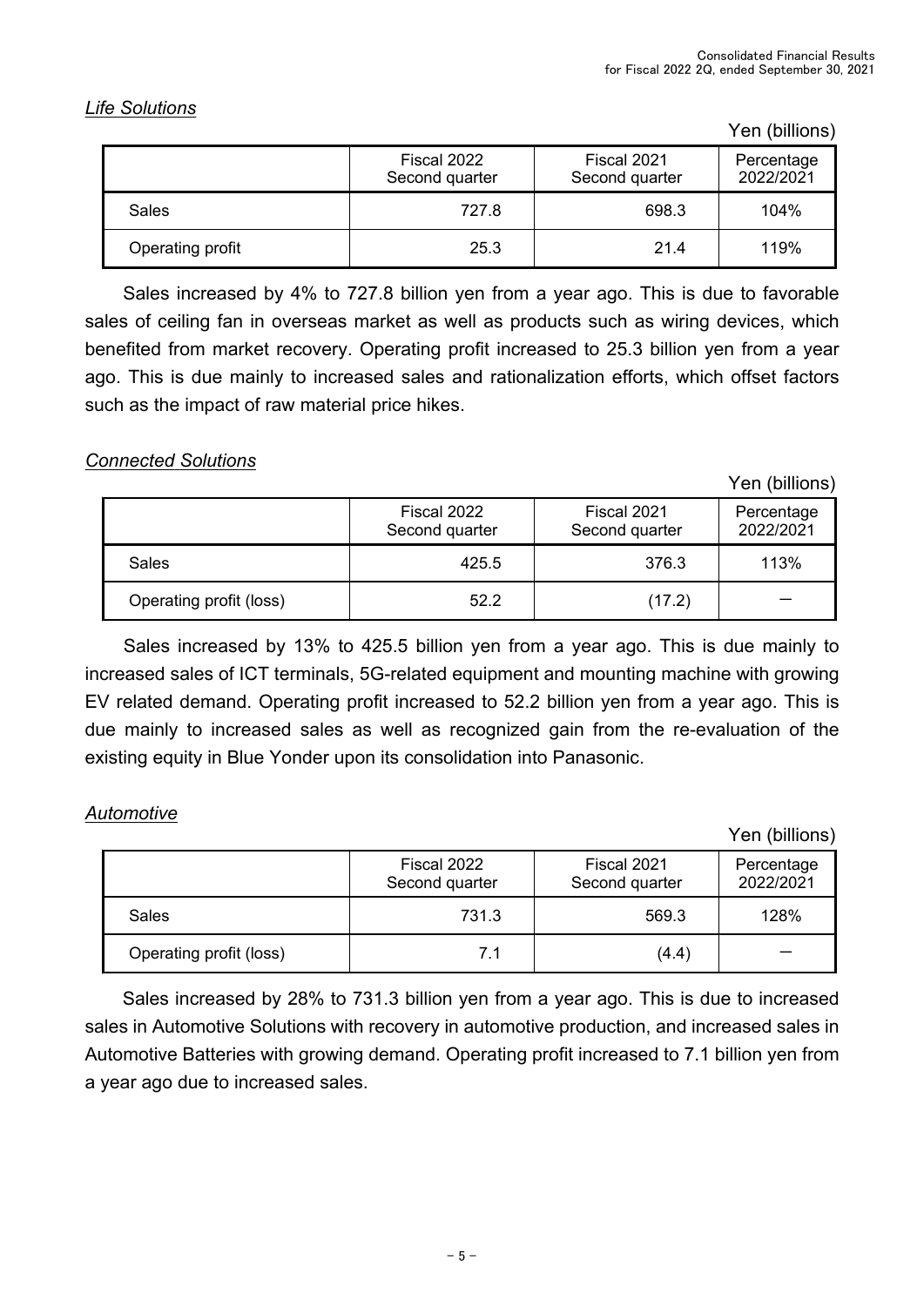*Life Solutions*

Yen (billions)

| | Fiscal 2022 Second quarter | Fiscal 2021 Second quarter | Percentage 2022/2021 |
|---|---|---|---|
| Sales | 727.8 | 698.3 | 104% |
| Operating profit | 25.3 | 21.4 | 119% |

Sales increased by 4% to 727.8 billion yen from a year ago. This is due to favorable sales of ceiling fan in overseas market as well as products such as wiring devices, which benefited from market recovery. Operating profit increased to 25.3 billion yen from a year ago. This is due mainly to increased sales and rationalization efforts, which offset factors such as the impact of raw material price hikes.

*Connected Solutions*

Yen (billions)

| | Fiscal 2022 Second quarter | Fiscal 2021 Second quarter | Percentage 2022/2021 |
|---|---|---|---|
| Sales | 425.5 | 376.3 | 113% |
| Operating profit (loss) | 52.2 | (17.2) | — |

Sales increased by 13% to 425.5 billion yen from a year ago. This is due mainly to increased sales of ICT terminals, 5G-related equipment and mounting machine with growing EV related demand. Operating profit increased to 52.2 billion yen from a year ago. This is due mainly to increased sales as well as recognized gain from the re-evaluation of the existing equity in Blue Yonder upon its consolidation into Panasonic.

*Automotive*

Yen (billions)

| | Fiscal 2022 Second quarter | Fiscal 2021 Second quarter | Percentage 2022/2021 |
|---|---|---|---|
| Sales | 731.3 | 569.3 | 128% |
| Operating profit (loss) | 7.1 | (4.4) | — |

Sales increased by 28% to 731.3 billion yen from a year ago. This is due to increased sales in Automotive Solutions with recovery in automotive production, and increased sales in Automotive Batteries with growing demand. Operating profit increased to 7.1 billion yen from a year ago due to increased sales.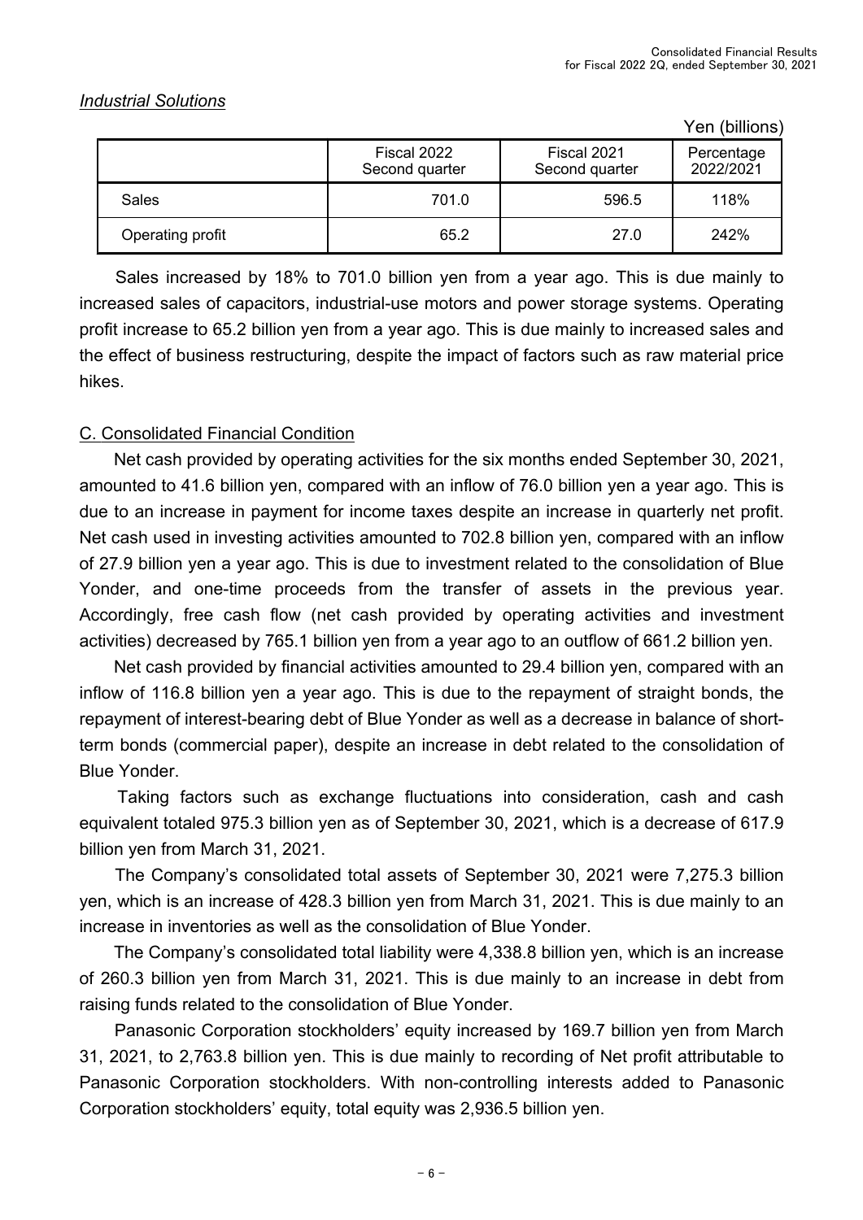*Industrial Solutions*

Yen (billions)

| | Fiscal 2022 Second quarter | Fiscal 2021 Second quarter | Percentage 2022/2021 |
|---|---|---|---|
| Sales | 701.0 | 596.5 | 118% |
| Operating profit | 65.2 | 27.0 | 242% |

Sales increased by 18% to 701.0 billion yen from a year ago. This is due mainly to increased sales of capacitors, industrial-use motors and power storage systems. Operating profit increase to 65.2 billion yen from a year ago. This is due mainly to increased sales and the effect of business restructuring, despite the impact of factors such as raw material price hikes.

C. Consolidated Financial Condition

Net cash provided by operating activities for the six months ended September 30, 2021, amounted to 41.6 billion yen, compared with an inflow of 76.0 billion yen a year ago. This is due to an increase in payment for income taxes despite an increase in quarterly net profit. Net cash used in investing activities amounted to 702.8 billion yen, compared with an inflow of 27.9 billion yen a year ago. This is due to investment related to the consolidation of Blue Yonder, and one-time proceeds from the transfer of assets in the previous year. Accordingly, free cash flow (net cash provided by operating activities and investment activities) decreased by 765.1 billion yen from a year ago to an outflow of 661.2 billion yen.

Net cash provided by financial activities amounted to 29.4 billion yen, compared with an inflow of 116.8 billion yen a year ago. This is due to the repayment of straight bonds, the repayment of interest-bearing debt of Blue Yonder as well as a decrease in balance of short-term bonds (commercial paper), despite an increase in debt related to the consolidation of Blue Yonder.

Taking factors such as exchange fluctuations into consideration, cash and cash equivalent totaled 975.3 billion yen as of September 30, 2021, which is a decrease of 617.9 billion yen from March 31, 2021.

The Company's consolidated total assets of September 30, 2021 were 7,275.3 billion yen, which is an increase of 428.3 billion yen from March 31, 2021. This is due mainly to an increase in inventories as well as the consolidation of Blue Yonder.

The Company's consolidated total liability were 4,338.8 billion yen, which is an increase of 260.3 billion yen from March 31, 2021. This is due mainly to an increase in debt from raising funds related to the consolidation of Blue Yonder.

Panasonic Corporation stockholders' equity increased by 169.7 billion yen from March 31, 2021, to 2,763.8 billion yen. This is due mainly to recording of Net profit attributable to Panasonic Corporation stockholders. With non-controlling interests added to Panasonic Corporation stockholders' equity, total equity was 2,936.5 billion yen.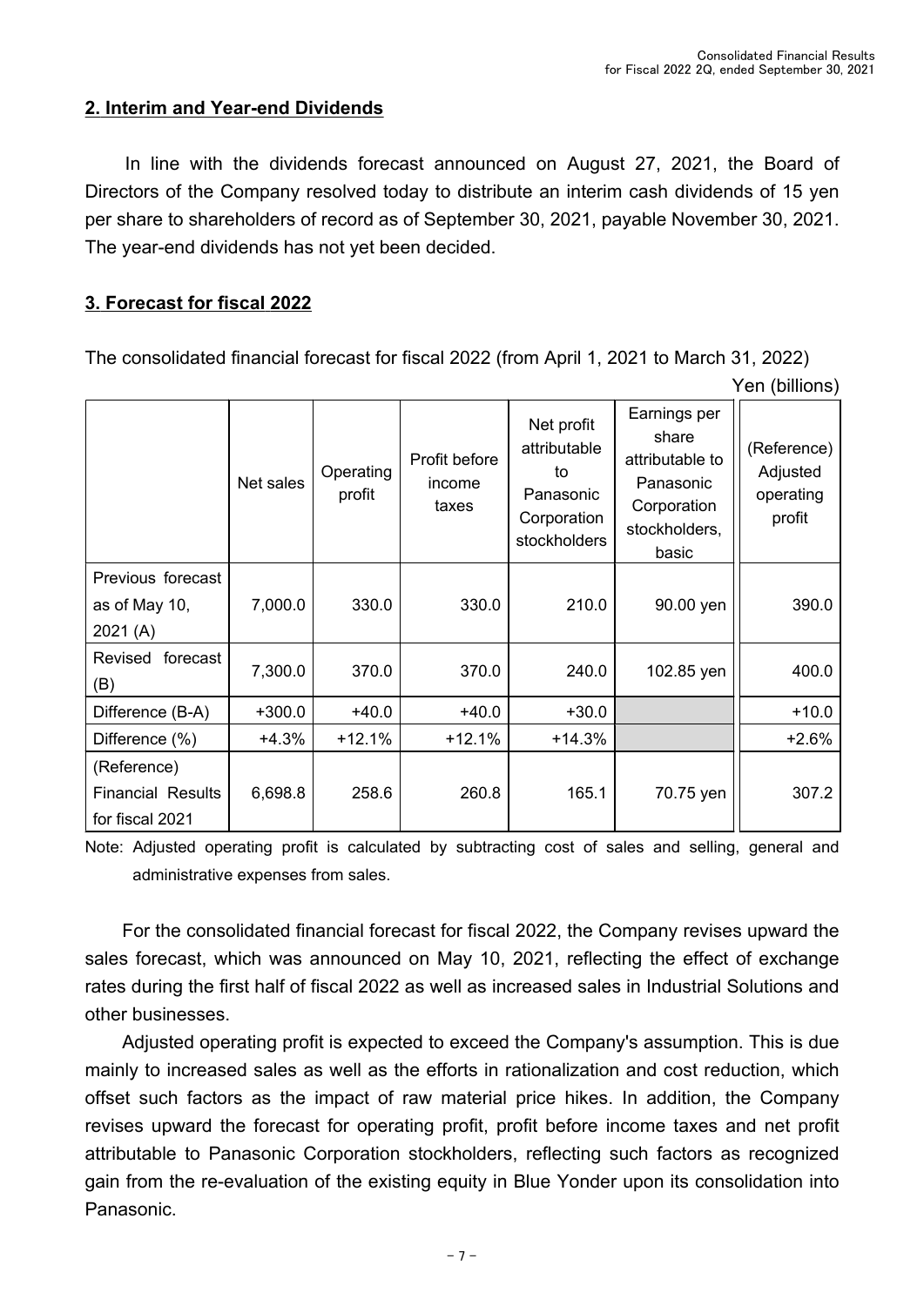## 2. Interim and Year-end Dividends

In line with the dividends forecast announced on August 27, 2021, the Board of Directors of the Company resolved today to distribute an interim cash dividends of 15 yen per share to shareholders of record as of September 30, 2021, payable November 30, 2021. The year-end dividends has not yet been decided.

## 3. Forecast for fiscal 2022

The consolidated financial forecast for fiscal 2022 (from April 1, 2021 to March 31, 2022)

Yen (billions)

| | Net sales | Operating profit | Profit before income taxes | Net profit attributable to Panasonic Corporation stockholders | Earnings per share attributable to Panasonic Corporation stockholders, basic | (Reference) Adjusted operating profit |
|---|---|---|---|---|---|---|
| Previous forecast as of May 10, 2021 (A) | 7,000.0 | 330.0 | 330.0 | 210.0 | 90.00 yen | 390.0 |
| Revised forecast (B) | 7,300.0 | 370.0 | 370.0 | 240.0 | 102.85 yen | 400.0 |
| Difference (B-A) | +300.0 | +40.0 | +40.0 | +30.0 | | +10.0 |
| Difference (%) | +4.3% | +12.1% | +12.1% | +14.3% | | +2.6% |
| (Reference) Financial Results for fiscal 2021 | 6,698.8 | 258.6 | 260.8 | 165.1 | 70.75 yen | 307.2 |

Note: Adjusted operating profit is calculated by subtracting cost of sales and selling, general and administrative expenses from sales.

For the consolidated financial forecast for fiscal 2022, the Company revises upward the sales forecast, which was announced on May 10, 2021, reflecting the effect of exchange rates during the first half of fiscal 2022 as well as increased sales in Industrial Solutions and other businesses.

Adjusted operating profit is expected to exceed the Company's assumption. This is due mainly to increased sales as well as the efforts in rationalization and cost reduction, which offset such factors as the impact of raw material price hikes. In addition, the Company revises upward the forecast for operating profit, profit before income taxes and net profit attributable to Panasonic Corporation stockholders, reflecting such factors as recognized gain from the re-evaluation of the existing equity in Blue Yonder upon its consolidation into Panasonic.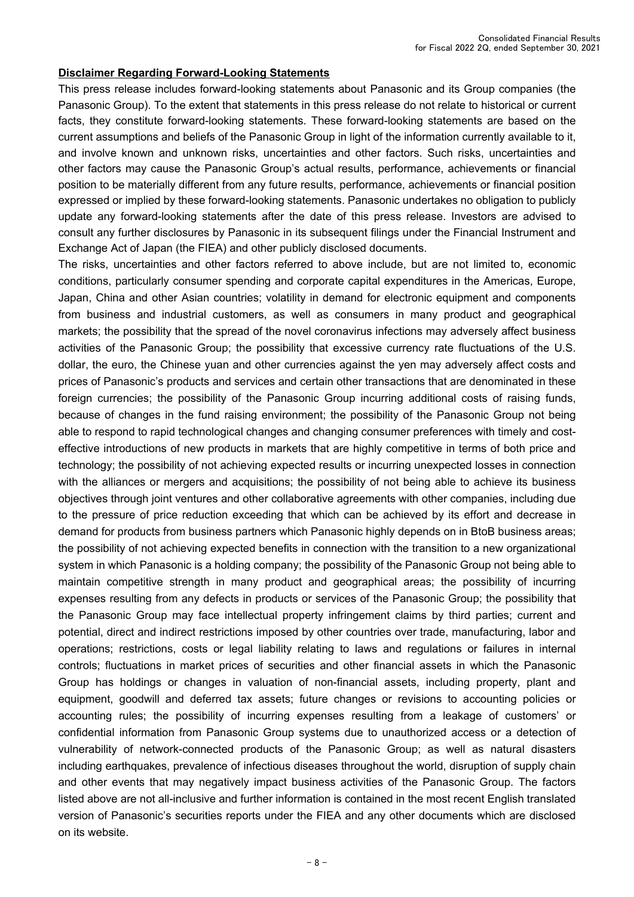**Disclaimer Regarding Forward-Looking Statements**

This press release includes forward-looking statements about Panasonic and its Group companies (the Panasonic Group). To the extent that statements in this press release do not relate to historical or current facts, they constitute forward-looking statements. These forward-looking statements are based on the current assumptions and beliefs of the Panasonic Group in light of the information currently available to it, and involve known and unknown risks, uncertainties and other factors. Such risks, uncertainties and other factors may cause the Panasonic Group's actual results, performance, achievements or financial position to be materially different from any future results, performance, achievements or financial position expressed or implied by these forward-looking statements. Panasonic undertakes no obligation to publicly update any forward-looking statements after the date of this press release. Investors are advised to consult any further disclosures by Panasonic in its subsequent filings under the Financial Instrument and Exchange Act of Japan (the FIEA) and other publicly disclosed documents.

The risks, uncertainties and other factors referred to above include, but are not limited to, economic conditions, particularly consumer spending and corporate capital expenditures in the Americas, Europe, Japan, China and other Asian countries; volatility in demand for electronic equipment and components from business and industrial customers, as well as consumers in many product and geographical markets; the possibility that the spread of the novel coronavirus infections may adversely affect business activities of the Panasonic Group; the possibility that excessive currency rate fluctuations of the U.S. dollar, the euro, the Chinese yuan and other currencies against the yen may adversely affect costs and prices of Panasonic's products and services and certain other transactions that are denominated in these foreign currencies; the possibility of the Panasonic Group incurring additional costs of raising funds, because of changes in the fund raising environment; the possibility of the Panasonic Group not being able to respond to rapid technological changes and changing consumer preferences with timely and cost-effective introductions of new products in markets that are highly competitive in terms of both price and technology; the possibility of not achieving expected results or incurring unexpected losses in connection with the alliances or mergers and acquisitions; the possibility of not being able to achieve its business objectives through joint ventures and other collaborative agreements with other companies, including due to the pressure of price reduction exceeding that which can be achieved by its effort and decrease in demand for products from business partners which Panasonic highly depends on in BtoB business areas; the possibility of not achieving expected benefits in connection with the transition to a new organizational system in which Panasonic is a holding company; the possibility of the Panasonic Group not being able to maintain competitive strength in many product and geographical areas; the possibility of incurring expenses resulting from any defects in products or services of the Panasonic Group; the possibility that the Panasonic Group may face intellectual property infringement claims by third parties; current and potential, direct and indirect restrictions imposed by other countries over trade, manufacturing, labor and operations; restrictions, costs or legal liability relating to laws and regulations or failures in internal controls; fluctuations in market prices of securities and other financial assets in which the Panasonic Group has holdings or changes in valuation of non-financial assets, including property, plant and equipment, goodwill and deferred tax assets; future changes or revisions to accounting policies or accounting rules; the possibility of incurring expenses resulting from a leakage of customers' or confidential information from Panasonic Group systems due to unauthorized access or a detection of vulnerability of network-connected products of the Panasonic Group; as well as natural disasters including earthquakes, prevalence of infectious diseases throughout the world, disruption of supply chain and other events that may negatively impact business activities of the Panasonic Group. The factors listed above are not all-inclusive and further information is contained in the most recent English translated version of Panasonic's securities reports under the FIEA and any other documents which are disclosed on its website.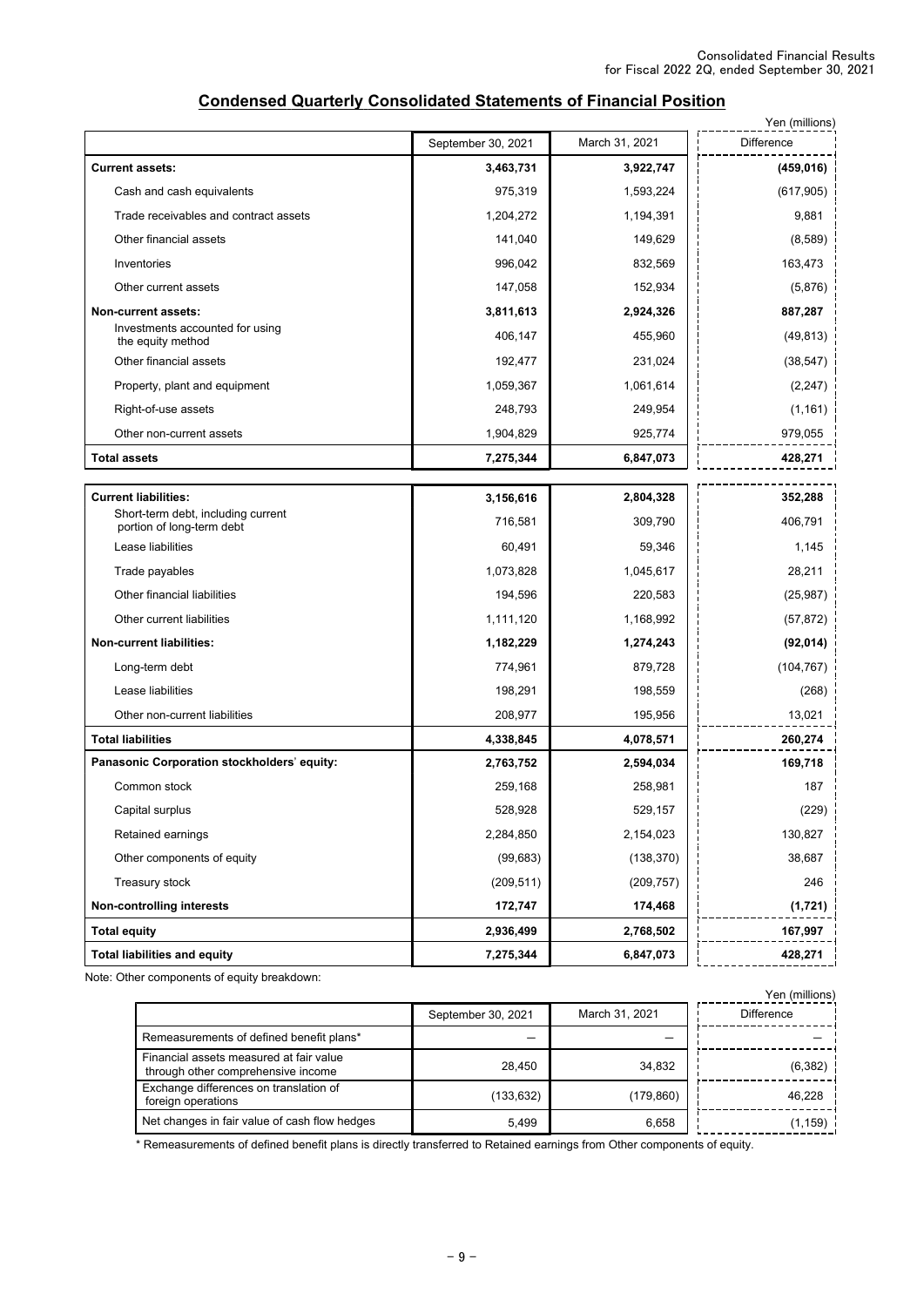## Condensed Quarterly Consolidated Statements of Financial Position

Yen (millions)

| | September 30, 2021 | March 31, 2021 | Difference |
|---|---|---|---|
| **Current assets:** | **3,463,731** | **3,922,747** | **(459,016)** |
| Cash and cash equivalents | 975,319 | 1,593,224 | (617,905) |
| Trade receivables and contract assets | 1,204,272 | 1,194,391 | 9,881 |
| Other financial assets | 141,040 | 149,629 | (8,589) |
| Inventories | 996,042 | 832,569 | 163,473 |
| Other current assets | 147,058 | 152,934 | (5,876) |
| **Non-current assets:** | **3,811,613** | **2,924,326** | **887,287** |
| Investments accounted for using the equity method | 406,147 | 455,960 | (49,813) |
| Other financial assets | 192,477 | 231,024 | (38,547) |
| Property, plant and equipment | 1,059,367 | 1,061,614 | (2,247) |
| Right-of-use assets | 248,793 | 249,954 | (1,161) |
| Other non-current assets | 1,904,829 | 925,774 | 979,055 |
| **Total assets** | **7,275,344** | **6,847,073** | **428,271** |

| | September 30, 2021 | March 31, 2021 | Difference |
|---|---|---|---|
| **Current liabilities:** | **3,156,616** | **2,804,328** | **352,288** |
| Short-term debt, including current portion of long-term debt | 716,581 | 309,790 | 406,791 |
| Lease liabilities | 60,491 | 59,346 | 1,145 |
| Trade payables | 1,073,828 | 1,045,617 | 28,211 |
| Other financial liabilities | 194,596 | 220,583 | (25,987) |
| Other current liabilities | 1,111,120 | 1,168,992 | (57,872) |
| **Non-current liabilities:** | **1,182,229** | **1,274,243** | **(92,014)** |
| Long-term debt | 774,961 | 879,728 | (104,767) |
| Lease liabilities | 198,291 | 198,559 | (268) |
| Other non-current liabilities | 208,977 | 195,956 | 13,021 |
| **Total liabilities** | **4,338,845** | **4,078,571** | **260,274** |
| **Panasonic Corporation stockholders' equity:** | **2,763,752** | **2,594,034** | **169,718** |
| Common stock | 259,168 | 258,981 | 187 |
| Capital surplus | 528,928 | 529,157 | (229) |
| Retained earnings | 2,284,850 | 2,154,023 | 130,827 |
| Other components of equity | (99,683) | (138,370) | 38,687 |
| Treasury stock | (209,511) | (209,757) | 246 |
| **Non-controlling interests** | **172,747** | **174,468** | **(1,721)** |
| **Total equity** | **2,936,499** | **2,768,502** | **167,997** |
| **Total liabilities and equity** | **7,275,344** | **6,847,073** | **428,271** |

Note: Other components of equity breakdown:

Yen (millions)

| | September 30, 2021 | March 31, 2021 | Difference |
|---|---|---|---|
| Remeasurements of defined benefit plans* | — | — | — |
| Financial assets measured at fair value through other comprehensive income | 28,450 | 34,832 | (6,382) |
| Exchange differences on translation of foreign operations | (133,632) | (179,860) | 46,228 |
| Net changes in fair value of cash flow hedges | 5,499 | 6,658 | (1,159) |

* Remeasurements of defined benefit plans is directly transferred to Retained earnings from Other components of equity.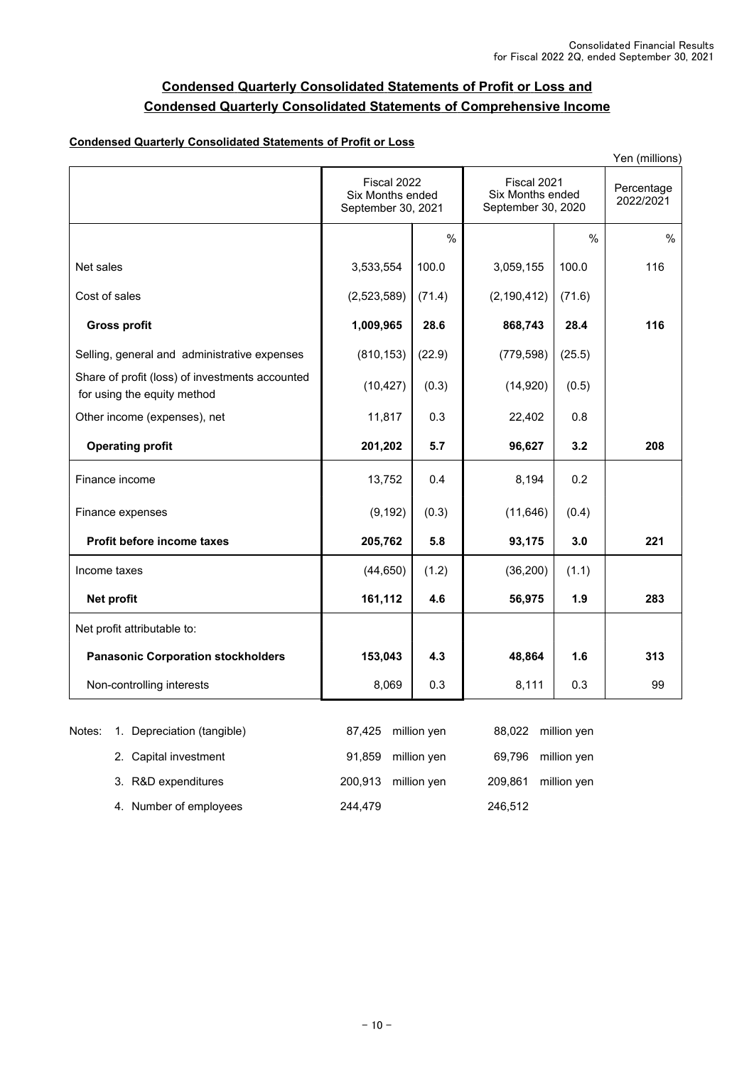# Condensed Quarterly Consolidated Statements of Profit or Loss and Condensed Quarterly Consolidated Statements of Comprehensive Income

## Condensed Quarterly Consolidated Statements of Profit or Loss

Yen (millions)

| | Fiscal 2022 Six Months ended September 30, 2021 | | Fiscal 2021 Six Months ended September 30, 2020 | | Percentage 2022/2021 |
|---|---|---|---|---|---|
| | | % | | % | % |
| Net sales | 3,533,554 | 100.0 | 3,059,155 | 100.0 | 116 |
| Cost of sales | (2,523,589) | (71.4) | (2,190,412) | (71.6) | |
| **Gross profit** | **1,009,965** | **28.6** | **868,743** | **28.4** | **116** |
| Selling, general and administrative expenses | (810,153) | (22.9) | (779,598) | (25.5) | |
| Share of profit (loss) of investments accounted for using the equity method | (10,427) | (0.3) | (14,920) | (0.5) | |
| Other income (expenses), net | 11,817 | 0.3 | 22,402 | 0.8 | |
| **Operating profit** | **201,202** | **5.7** | **96,627** | **3.2** | **208** |
| Finance income | 13,752 | 0.4 | 8,194 | 0.2 | |
| Finance expenses | (9,192) | (0.3) | (11,646) | (0.4) | |
| **Profit before income taxes** | **205,762** | **5.8** | **93,175** | **3.0** | **221** |
| Income taxes | (44,650) | (1.2) | (36,200) | (1.1) | |
| **Net profit** | **161,112** | **4.6** | **56,975** | **1.9** | **283** |
| Net profit attributable to: | | | | | |
| **Panasonic Corporation stockholders** | **153,043** | **4.3** | **48,864** | **1.6** | **313** |
| Non-controlling interests | 8,069 | 0.3 | 8,111 | 0.3 | 99 |

Notes:

| | Fiscal 2022 | Fiscal 2021 |
|---|---|---|
| 1. Depreciation (tangible) | 87,425 million yen | 88,022 million yen |
| 2. Capital investment | 91,859 million yen | 69,796 million yen |
| 3. R&D expenditures | 200,913 million yen | 209,861 million yen |
| 4. Number of employees | 244,479 | 246,512 |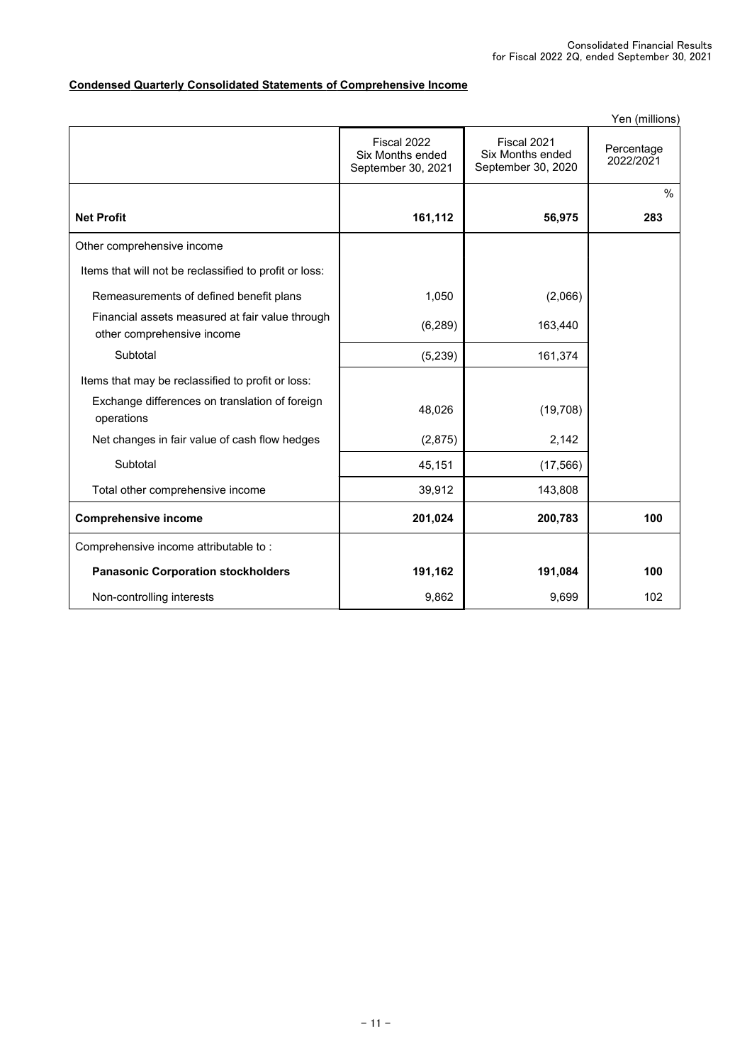**Condensed Quarterly Consolidated Statements of Comprehensive Income**

Yen (millions)

| | Fiscal 2022 Six Months ended September 30, 2021 | Fiscal 2021 Six Months ended September 30, 2020 | Percentage 2022/2021 |
|---|---|---|---|
| | | | % |
| **Net Profit** | **161,112** | **56,975** | **283** |
| Other comprehensive income | | | |
| Items that will not be reclassified to profit or loss: | | | |
| Remeasurements of defined benefit plans | 1,050 | (2,066) | |
| Financial assets measured at fair value through other comprehensive income | (6,289) | 163,440 | |
| Subtotal | (5,239) | 161,374 | |
| Items that may be reclassified to profit or loss: | | | |
| Exchange differences on translation of foreign operations | 48,026 | (19,708) | |
| Net changes in fair value of cash flow hedges | (2,875) | 2,142 | |
| Subtotal | 45,151 | (17,566) | |
| Total other comprehensive income | 39,912 | 143,808 | |
| **Comprehensive income** | **201,024** | **200,783** | **100** |
| Comprehensive income attributable to : | | | |
| **Panasonic Corporation stockholders** | **191,162** | **191,084** | **100** |
| Non-controlling interests | 9,862 | 9,699 | 102 |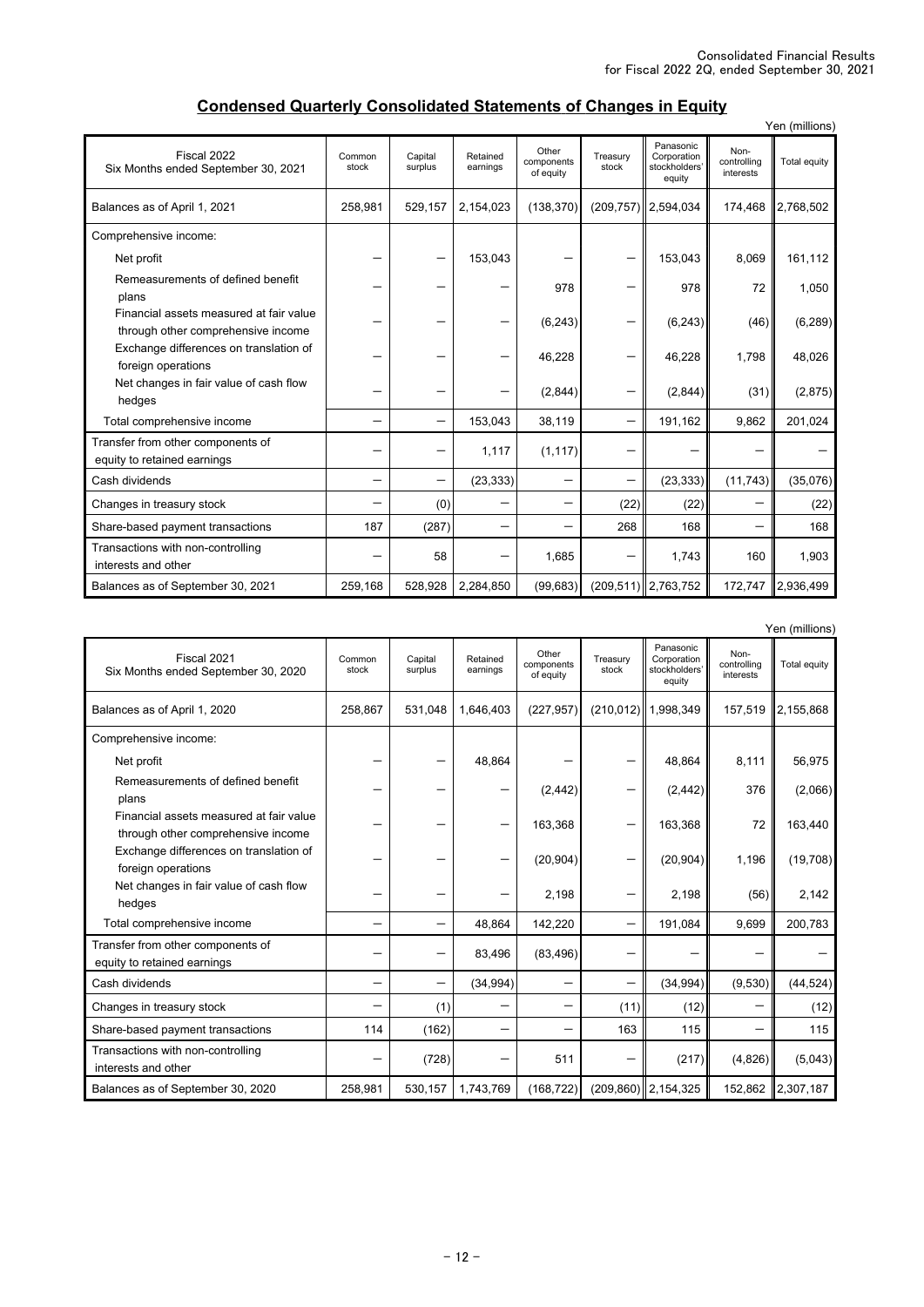## Condensed Quarterly Consolidated Statements of Changes in Equity

Yen (millions)

| Fiscal 2022<br>Six Months ended September 30, 2021 | Common stock | Capital surplus | Retained earnings | Other components of equity | Treasury stock | Panasonic Corporation stockholders' equity | Non-controlling interests | Total equity |
|---|---|---|---|---|---|---|---|---|
| Balances as of April 1, 2021 | 258,981 | 529,157 | 2,154,023 | (138,370) | (209,757) | 2,594,034 | 174,468 | 2,768,502 |
| Comprehensive income: | | | | | | | | |
| Net profit | — | — | 153,043 | — | — | 153,043 | 8,069 | 161,112 |
| Remeasurements of defined benefit plans | — | — | — | 978 | — | 978 | 72 | 1,050 |
| Financial assets measured at fair value through other comprehensive income | — | — | — | (6,243) | — | (6,243) | (46) | (6,289) |
| Exchange differences on translation of foreign operations | — | — | — | 46,228 | — | 46,228 | 1,798 | 48,026 |
| Net changes in fair value of cash flow hedges | — | — | — | (2,844) | — | (2,844) | (31) | (2,875) |
| Total comprehensive income | — | — | 153,043 | 38,119 | — | 191,162 | 9,862 | 201,024 |
| Transfer from other components of equity to retained earnings | — | — | 1,117 | (1,117) | — | — | — | — |
| Cash dividends | — | — | (23,333) | — | — | (23,333) | (11,743) | (35,076) |
| Changes in treasury stock | — | (0) | — | — | (22) | (22) | — | (22) |
| Share-based payment transactions | 187 | (287) | — | — | 268 | 168 | — | 168 |
| Transactions with non-controlling interests and other | — | 58 | — | 1,685 | — | 1,743 | 160 | 1,903 |
| Balances as of September 30, 2021 | 259,168 | 528,928 | 2,284,850 | (99,683) | (209,511) | 2,763,752 | 172,747 | 2,936,499 |

Yen (millions)

| Fiscal 2021<br>Six Months ended September 30, 2020 | Common stock | Capital surplus | Retained earnings | Other components of equity | Treasury stock | Panasonic Corporation stockholders' equity | Non-controlling interests | Total equity |
|---|---|---|---|---|---|---|---|---|
| Balances as of April 1, 2020 | 258,867 | 531,048 | 1,646,403 | (227,957) | (210,012) | 1,998,349 | 157,519 | 2,155,868 |
| Comprehensive income: | | | | | | | | |
| Net profit | — | — | 48,864 | — | — | 48,864 | 8,111 | 56,975 |
| Remeasurements of defined benefit plans | — | — | — | (2,442) | — | (2,442) | 376 | (2,066) |
| Financial assets measured at fair value through other comprehensive income | — | — | — | 163,368 | — | 163,368 | 72 | 163,440 |
| Exchange differences on translation of foreign operations | — | — | — | (20,904) | — | (20,904) | 1,196 | (19,708) |
| Net changes in fair value of cash flow hedges | — | — | — | 2,198 | — | 2,198 | (56) | 2,142 |
| Total comprehensive income | — | — | 48,864 | 142,220 | — | 191,084 | 9,699 | 200,783 |
| Transfer from other components of equity to retained earnings | — | — | 83,496 | (83,496) | — | — | — | — |
| Cash dividends | — | — | (34,994) | — | — | (34,994) | (9,530) | (44,524) |
| Changes in treasury stock | — | (1) | — | — | (11) | (12) | — | (12) |
| Share-based payment transactions | 114 | (162) | — | — | 163 | 115 | — | 115 |
| Transactions with non-controlling interests and other | — | (728) | — | 511 | — | (217) | (4,826) | (5,043) |
| Balances as of September 30, 2020 | 258,981 | 530,157 | 1,743,769 | (168,722) | (209,860) | 2,154,325 | 152,862 | 2,307,187 |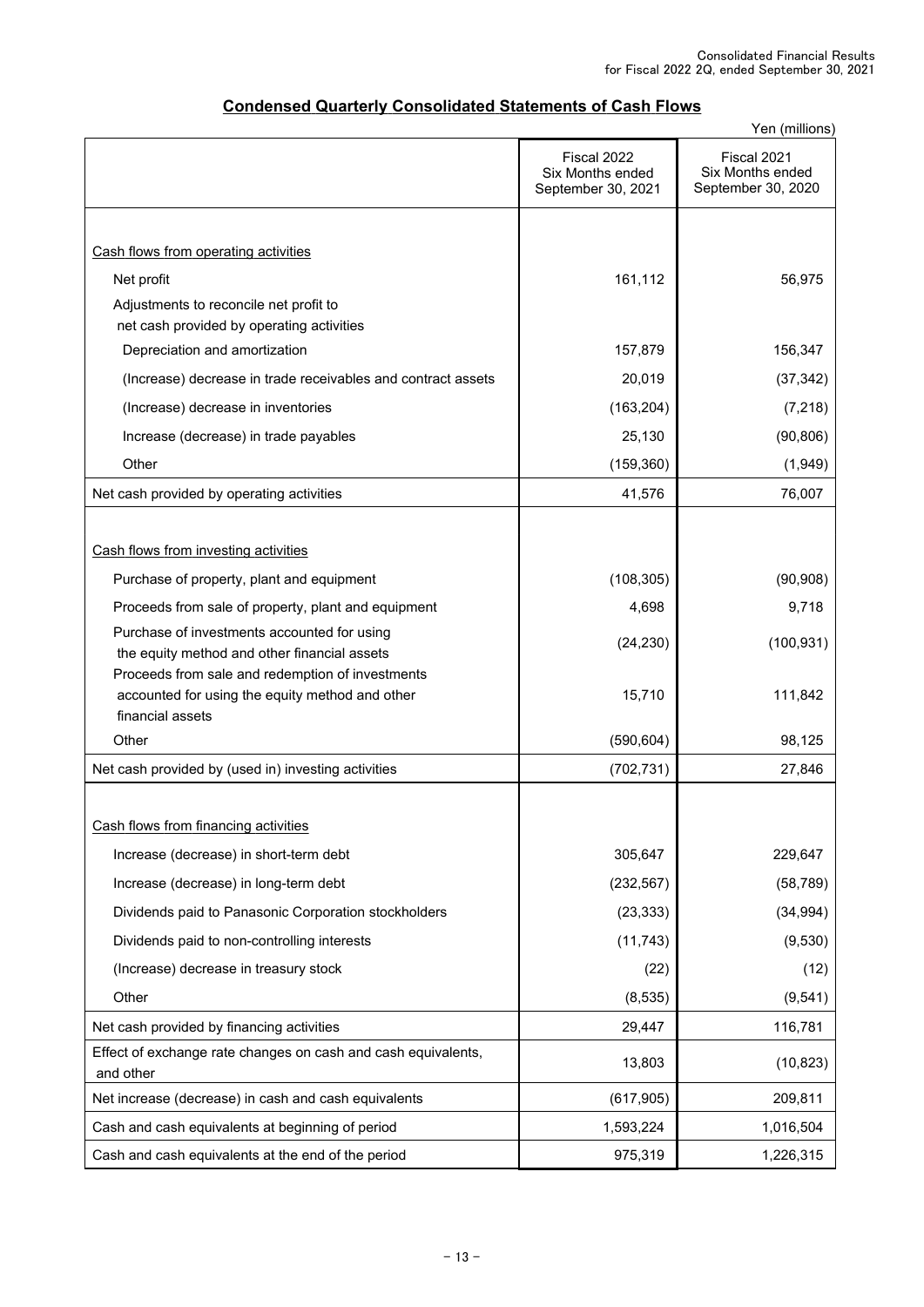## Condensed Quarterly Consolidated Statements of Cash Flows

Yen (millions)

| | Fiscal 2022 Six Months ended September 30, 2021 | Fiscal 2021 Six Months ended September 30, 2020 |
|---|---|---|
| Cash flows from operating activities | | |
| Net profit | 161,112 | 56,975 |
| Adjustments to reconcile net profit to net cash provided by operating activities | | |
| Depreciation and amortization | 157,879 | 156,347 |
| (Increase) decrease in trade receivables and contract assets | 20,019 | (37,342) |
| (Increase) decrease in inventories | (163,204) | (7,218) |
| Increase (decrease) in trade payables | 25,130 | (90,806) |
| Other | (159,360) | (1,949) |
| Net cash provided by operating activities | 41,576 | 76,007 |
| Cash flows from investing activities | | |
| Purchase of property, plant and equipment | (108,305) | (90,908) |
| Proceeds from sale of property, plant and equipment | 4,698 | 9,718 |
| Purchase of investments accounted for using the equity method and other financial assets | (24,230) | (100,931) |
| Proceeds from sale and redemption of investments accounted for using the equity method and other financial assets | 15,710 | 111,842 |
| Other | (590,604) | 98,125 |
| Net cash provided by (used in) investing activities | (702,731) | 27,846 |
| Cash flows from financing activities | | |
| Increase (decrease) in short-term debt | 305,647 | 229,647 |
| Increase (decrease) in long-term debt | (232,567) | (58,789) |
| Dividends paid to Panasonic Corporation stockholders | (23,333) | (34,994) |
| Dividends paid to non-controlling interests | (11,743) | (9,530) |
| (Increase) decrease in treasury stock | (22) | (12) |
| Other | (8,535) | (9,541) |
| Net cash provided by financing activities | 29,447 | 116,781 |
| Effect of exchange rate changes on cash and cash equivalents, and other | 13,803 | (10,823) |
| Net increase (decrease) in cash and cash equivalents | (617,905) | 209,811 |
| Cash and cash equivalents at beginning of period | 1,593,224 | 1,016,504 |
| Cash and cash equivalents at the end of the period | 975,319 | 1,226,315 |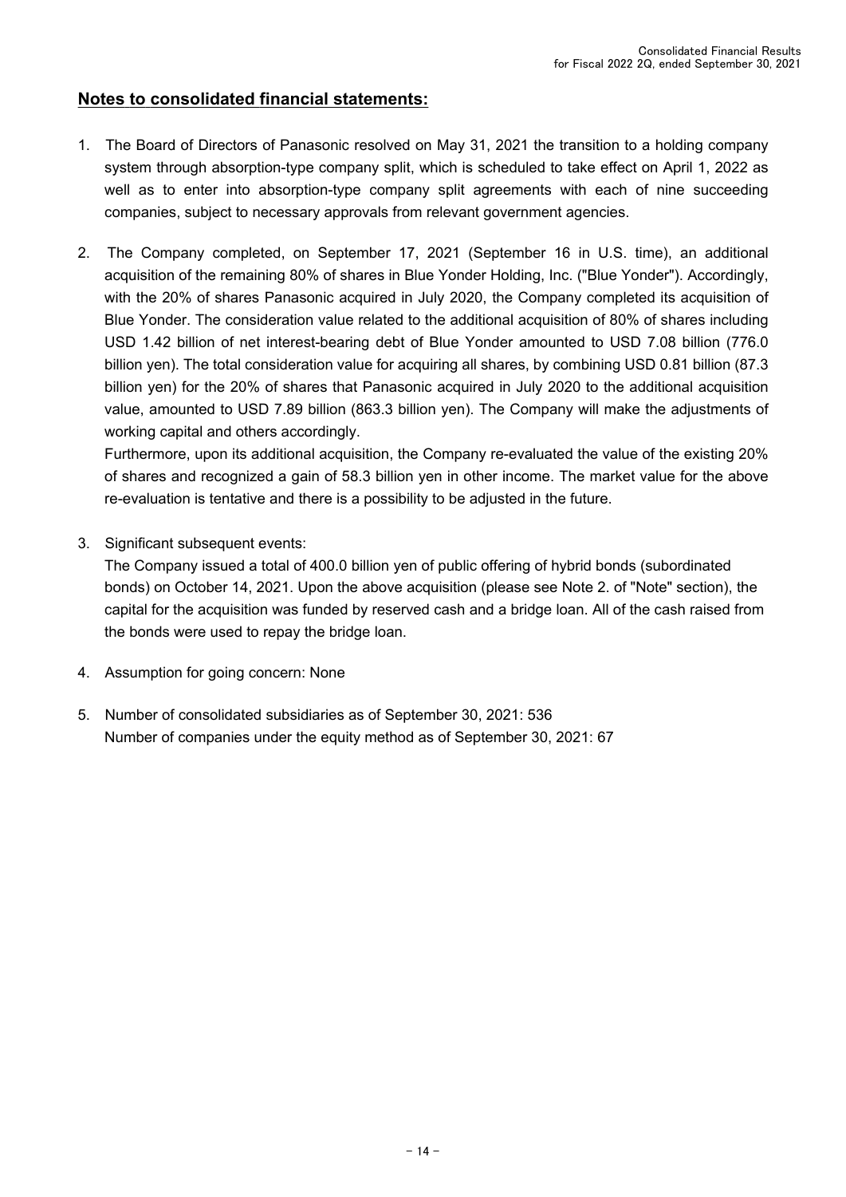## Notes to consolidated financial statements:

1. The Board of Directors of Panasonic resolved on May 31, 2021 the transition to a holding company system through absorption-type company split, which is scheduled to take effect on April 1, 2022 as well as to enter into absorption-type company split agreements with each of nine succeeding companies, subject to necessary approvals from relevant government agencies.

2. The Company completed, on September 17, 2021 (September 16 in U.S. time), an additional acquisition of the remaining 80% of shares in Blue Yonder Holding, Inc. ("Blue Yonder"). Accordingly, with the 20% of shares Panasonic acquired in July 2020, the Company completed its acquisition of Blue Yonder. The consideration value related to the additional acquisition of 80% of shares including USD 1.42 billion of net interest-bearing debt of Blue Yonder amounted to USD 7.08 billion (776.0 billion yen). The total consideration value for acquiring all shares, by combining USD 0.81 billion (87.3 billion yen) for the 20% of shares that Panasonic acquired in July 2020 to the additional acquisition value, amounted to USD 7.89 billion (863.3 billion yen). The Company will make the adjustments of working capital and others accordingly.

   Furthermore, upon its additional acquisition, the Company re-evaluated the value of the existing 20% of shares and recognized a gain of 58.3 billion yen in other income. The market value for the above re-evaluation is tentative and there is a possibility to be adjusted in the future.

3. Significant subsequent events:

   The Company issued a total of 400.0 billion yen of public offering of hybrid bonds (subordinated bonds) on October 14, 2021. Upon the above acquisition (please see Note 2. of "Note" section), the capital for the acquisition was funded by reserved cash and a bridge loan. All of the cash raised from the bonds were used to repay the bridge loan.

4. Assumption for going concern: None

5. Number of consolidated subsidiaries as of September 30, 2021: 536

   Number of companies under the equity method as of September 30, 2021: 67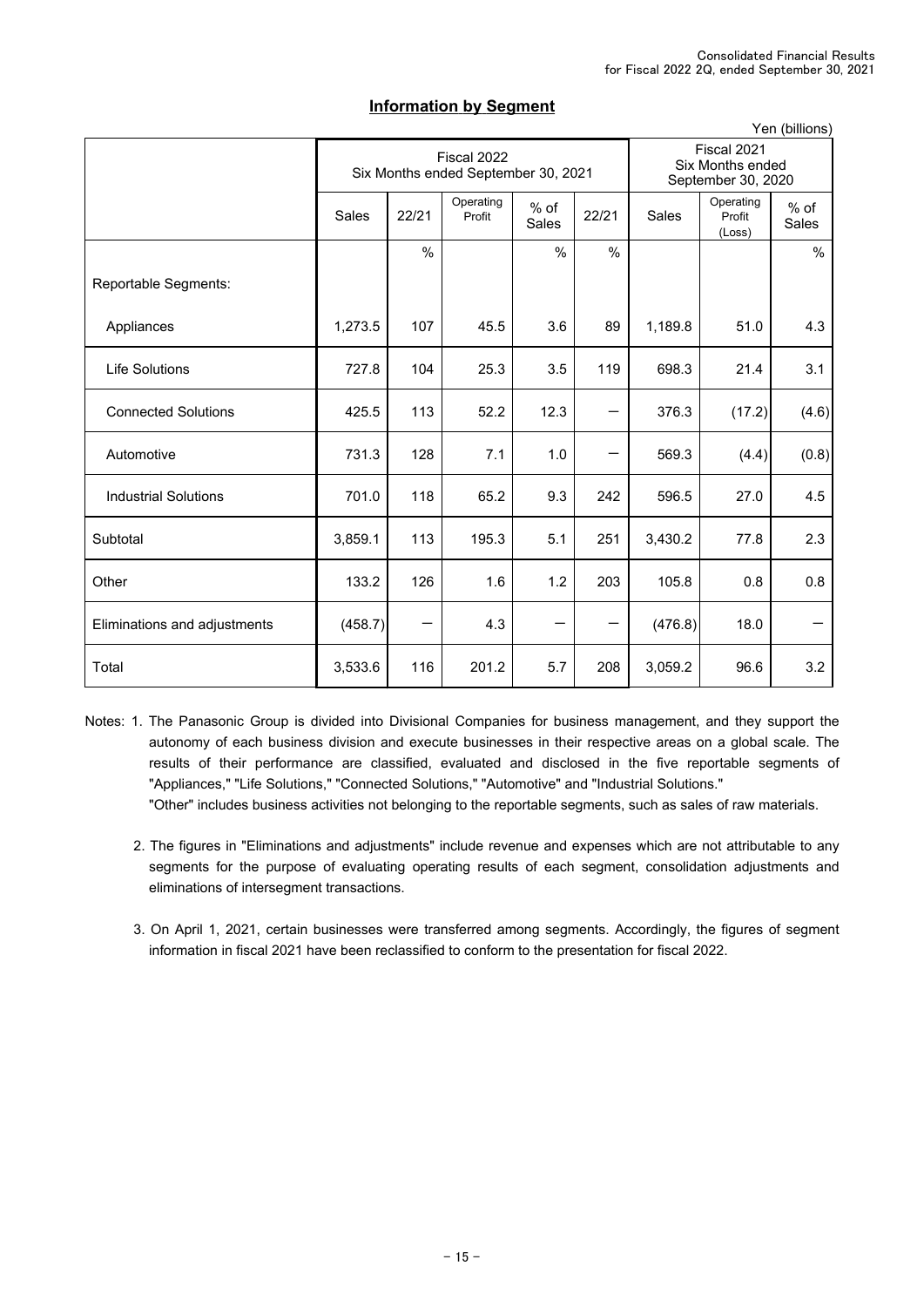## Information by Segment

Yen (billions)

| | Fiscal 2022 Six Months ended September 30, 2021 | | | | | Fiscal 2021 Six Months ended September 30, 2020 | | |
|---|---|---|---|---|---|---|---|---|
| | Sales | 22/21 | Operating Profit | % of Sales | 22/21 | Sales | Operating Profit (Loss) | % of Sales |
| | | % | | % | % | | | % |
| Reportable Segments: | | | | | | | | |
| Appliances | 1,273.5 | 107 | 45.5 | 3.6 | 89 | 1,189.8 | 51.0 | 4.3 |
| Life Solutions | 727.8 | 104 | 25.3 | 3.5 | 119 | 698.3 | 21.4 | 3.1 |
| Connected Solutions | 425.5 | 113 | 52.2 | 12.3 | － | 376.3 | (17.2) | (4.6) |
| Automotive | 731.3 | 128 | 7.1 | 1.0 | － | 569.3 | (4.4) | (0.8) |
| Industrial Solutions | 701.0 | 118 | 65.2 | 9.3 | 242 | 596.5 | 27.0 | 4.5 |
| Subtotal | 3,859.1 | 113 | 195.3 | 5.1 | 251 | 3,430.2 | 77.8 | 2.3 |
| Other | 133.2 | 126 | 1.6 | 1.2 | 203 | 105.8 | 0.8 | 0.8 |
| Eliminations and adjustments | (458.7) | － | 4.3 | － | － | (476.8) | 18.0 | － |
| Total | 3,533.6 | 116 | 201.2 | 5.7 | 208 | 3,059.2 | 96.6 | 3.2 |

Notes: 1. The Panasonic Group is divided into Divisional Companies for business management, and they support the autonomy of each business division and execute businesses in their respective areas on a global scale. The results of their performance are classified, evaluated and disclosed in the five reportable segments of "Appliances," "Life Solutions," "Connected Solutions," "Automotive" and "Industrial Solutions."
"Other" includes business activities not belonging to the reportable segments, such as sales of raw materials.

2. The figures in "Eliminations and adjustments" include revenue and expenses which are not attributable to any segments for the purpose of evaluating operating results of each segment, consolidation adjustments and eliminations of intersegment transactions.

3. On April 1, 2021, certain businesses were transferred among segments. Accordingly, the figures of segment information in fiscal 2021 have been reclassified to conform to the presentation for fiscal 2022.